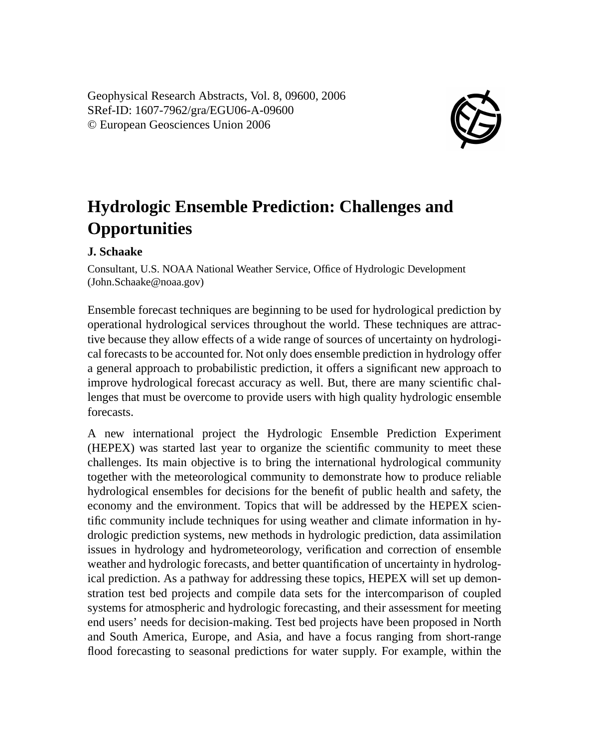Geophysical Research Abstracts, Vol. 8, 09600, 2006
SRef-ID: 1607-7962/gra/EGU06-A-09600
© European Geosciences Union 2006

# Hydrologic Ensemble Prediction: Challenges and Opportunities

**J. Schaake**

Consultant, U.S. NOAA National Weather Service, Office of Hydrologic Development (John.Schaake@noaa.gov)

Ensemble forecast techniques are beginning to be used for hydrological prediction by operational hydrological services throughout the world. These techniques are attractive because they allow effects of a wide range of sources of uncertainty on hydrological forecasts to be accounted for. Not only does ensemble prediction in hydrology offer a general approach to probabilistic prediction, it offers a significant new approach to improve hydrological forecast accuracy as well. But, there are many scientific challenges that must be overcome to provide users with high quality hydrologic ensemble forecasts.

A new international project the Hydrologic Ensemble Prediction Experiment (HEPEX) was started last year to organize the scientific community to meet these challenges. Its main objective is to bring the international hydrological community together with the meteorological community to demonstrate how to produce reliable hydrological ensembles for decisions for the benefit of public health and safety, the economy and the environment. Topics that will be addressed by the HEPEX scientific community include techniques for using weather and climate information in hydrologic prediction systems, new methods in hydrologic prediction, data assimilation issues in hydrology and hydrometeorology, verification and correction of ensemble weather and hydrologic forecasts, and better quantification of uncertainty in hydrological prediction. As a pathway for addressing these topics, HEPEX will set up demonstration test bed projects and compile data sets for the intercomparison of coupled systems for atmospheric and hydrologic forecasting, and their assessment for meeting end users' needs for decision-making. Test bed projects have been proposed in North and South America, Europe, and Asia, and have a focus ranging from short-range flood forecasting to seasonal predictions for water supply. For example, within the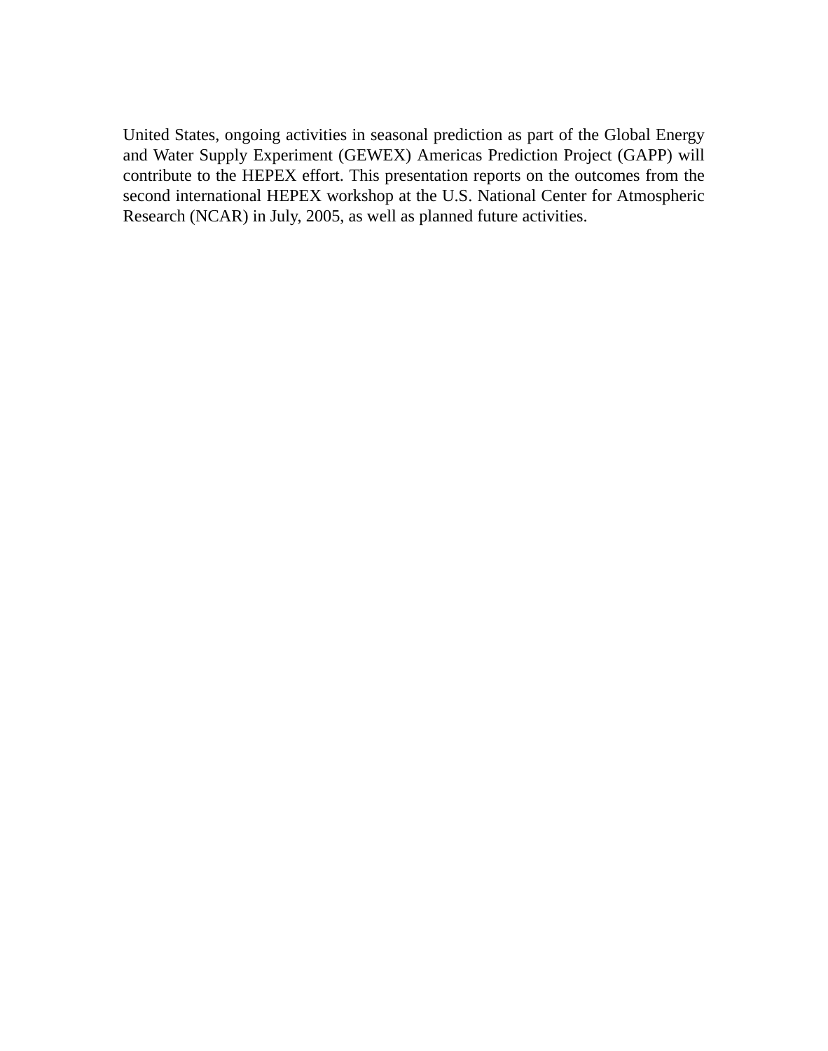United States, ongoing activities in seasonal prediction as part of the Global Energy and Water Supply Experiment (GEWEX) Americas Prediction Project (GAPP) will contribute to the HEPEX effort. This presentation reports on the outcomes from the second international HEPEX workshop at the U.S. National Center for Atmospheric Research (NCAR) in July, 2005, as well as planned future activities.